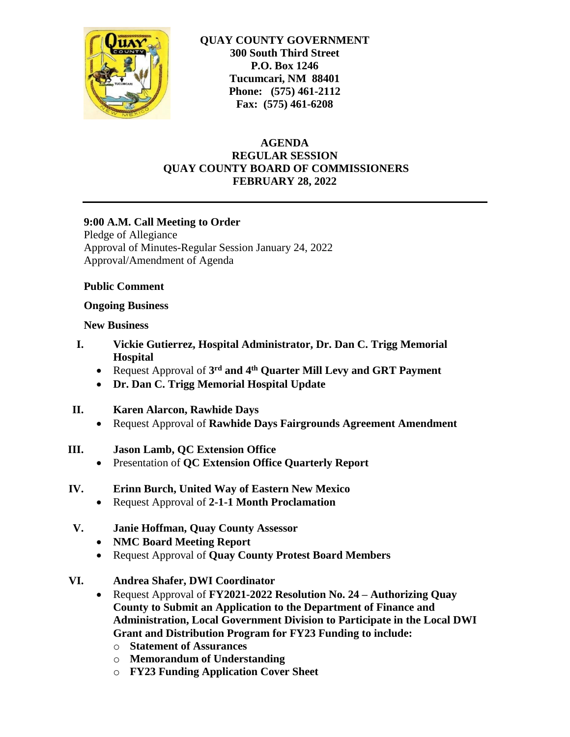**QUAY COUNTY GOVERNMENT**
**300 South Third Street**
**P.O. Box 1246**
**Tucumcari, NM 88401**
**Phone: (575) 461-2112**
**Fax: (575) 461-6208**

# AGENDA
## REGULAR SESSION
## QUAY COUNTY BOARD OF COMMISSIONERS
## FEBRUARY 28, 2022

---

**9:00 A.M. Call Meeting to Order**
Pledge of Allegiance
Approval of Minutes-Regular Session January 24, 2022
Approval/Amendment of Agenda

**Public Comment**

**Ongoing Business**

**New Business**

**I. Vickie Gutierrez, Hospital Administrator, Dr. Dan C. Trigg Memorial Hospital**
- Request Approval of **3rd and 4th Quarter Mill Levy and GRT Payment**
- **Dr. Dan C. Trigg Memorial Hospital Update**

**II. Karen Alarcon, Rawhide Days**
- Request Approval of **Rawhide Days Fairgrounds Agreement Amendment**

**III. Jason Lamb, QC Extension Office**
- Presentation of **QC Extension Office Quarterly Report**

**IV. Erinn Burch, United Way of Eastern New Mexico**
- Request Approval of **2-1-1 Month Proclamation**

**V. Janie Hoffman, Quay County Assessor**
- **NMC Board Meeting Report**
- Request Approval of **Quay County Protest Board Members**

**VI. Andrea Shafer, DWI Coordinator**
- Request Approval of **FY2021-2022 Resolution No. 24 – Authorizing Quay County to Submit an Application to the Department of Finance and Administration, Local Government Division to Participate in the Local DWI Grant and Distribution Program for FY23 Funding to include:**
  - **Statement of Assurances**
  - **Memorandum of Understanding**
  - **FY23 Funding Application Cover Sheet**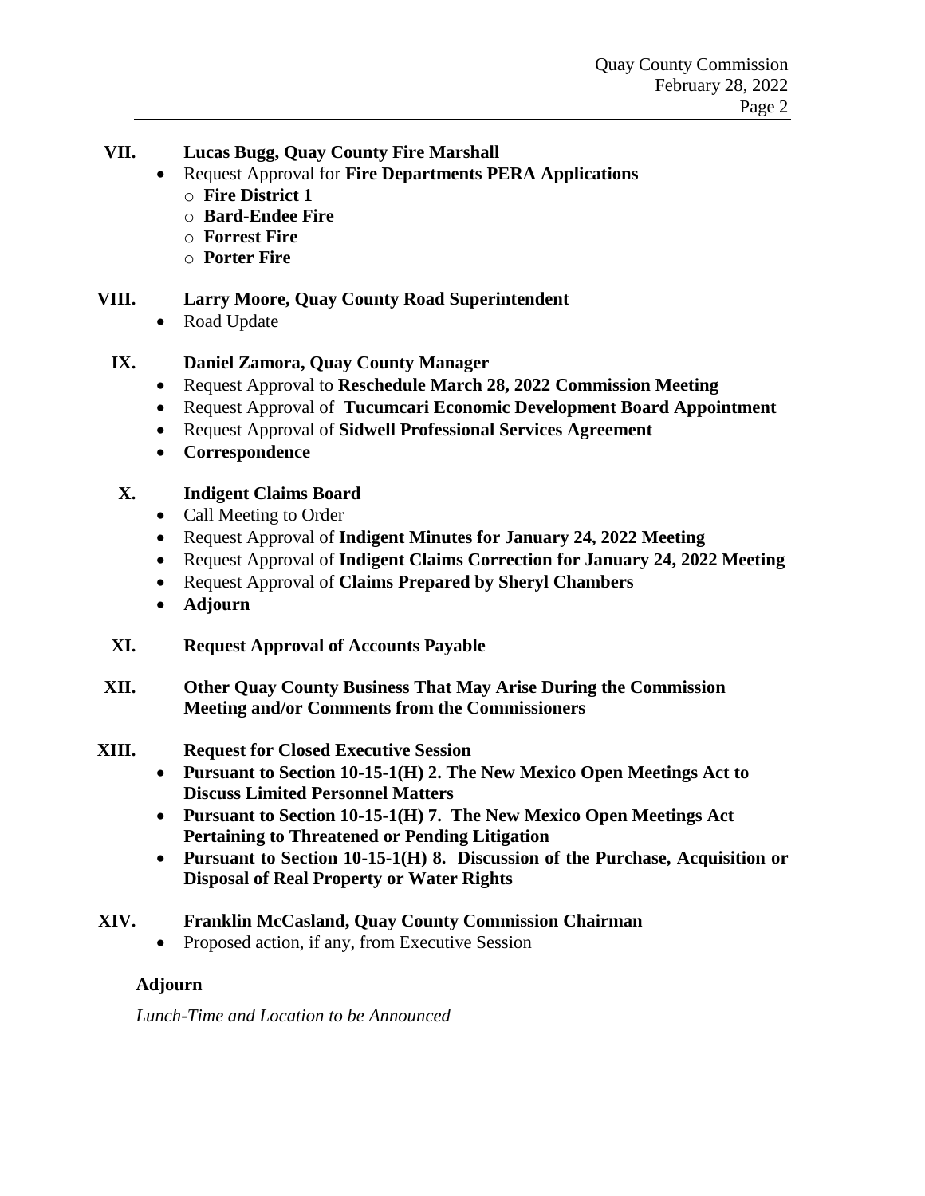**VII. Lucas Bugg, Quay County Fire Marshall**

- Request Approval for **Fire Departments PERA Applications**
  - **Fire District 1**
  - **Bard-Endee Fire**
  - **Forrest Fire**
  - **Porter Fire**

**VIII. Larry Moore, Quay County Road Superintendent**

- Road Update

**IX. Daniel Zamora, Quay County Manager**

- Request Approval to **Reschedule March 28, 2022 Commission Meeting**
- Request Approval of **Tucumcari Economic Development Board Appointment**
- Request Approval of **Sidwell Professional Services Agreement**
- **Correspondence**

**X. Indigent Claims Board**

- Call Meeting to Order
- Request Approval of **Indigent Minutes for January 24, 2022 Meeting**
- Request Approval of **Indigent Claims Correction for January 24, 2022 Meeting**
- Request Approval of **Claims Prepared by Sheryl Chambers**
- **Adjourn**

**XI. Request Approval of Accounts Payable**

**XII. Other Quay County Business That May Arise During the Commission Meeting and/or Comments from the Commissioners**

**XIII. Request for Closed Executive Session**

- **Pursuant to Section 10-15-1(H) 2. The New Mexico Open Meetings Act to Discuss Limited Personnel Matters**
- **Pursuant to Section 10-15-1(H) 7. The New Mexico Open Meetings Act Pertaining to Threatened or Pending Litigation**
- **Pursuant to Section 10-15-1(H) 8. Discussion of the Purchase, Acquisition or Disposal of Real Property or Water Rights**

**XIV. Franklin McCasland, Quay County Commission Chairman**

- Proposed action, if any, from Executive Session

**Adjourn**

*Lunch-Time and Location to be Announced*